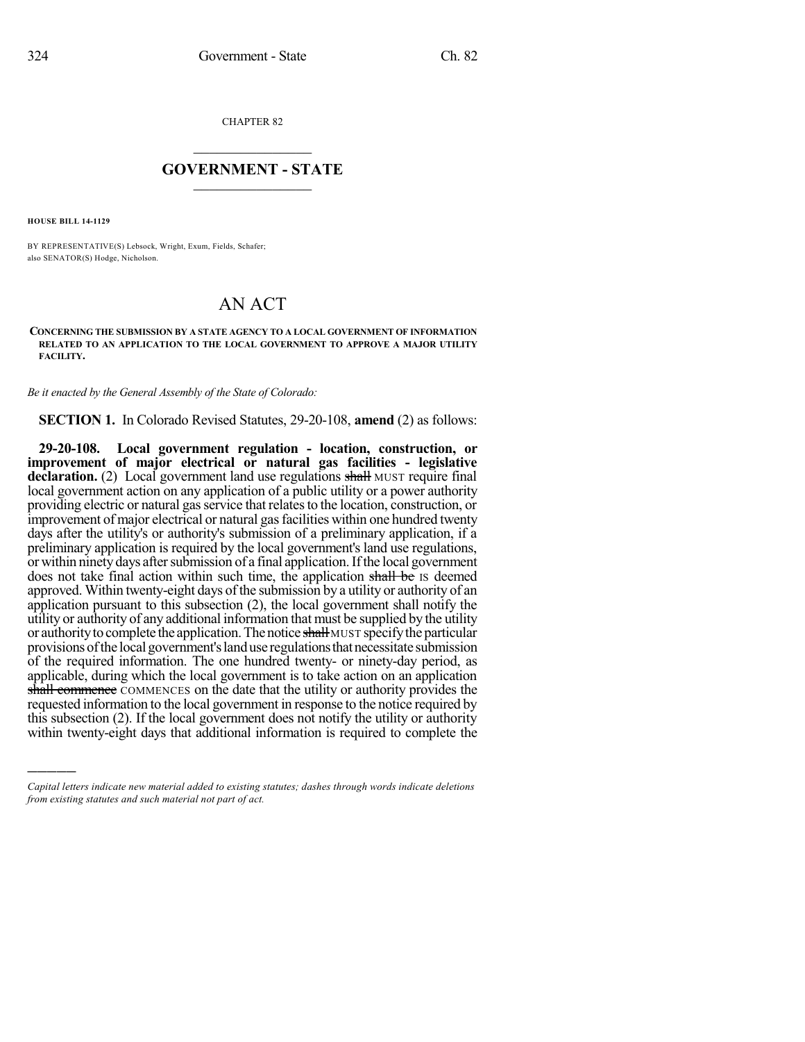CHAPTER 82

# GOVERNMENT - STATE

**HOUSE BILL 14-1129**

BY REPRESENTATIVE(S) Lebsock, Wright, Exum, Fields, Schafer;
also SENATOR(S) Hodge, Nicholson.

# AN ACT

**CONCERNING THE SUBMISSION BY A STATE AGENCY TO A LOCAL GOVERNMENT OF INFORMATION RELATED TO AN APPLICATION TO THE LOCAL GOVERNMENT TO APPROVE A MAJOR UTILITY FACILITY.**

*Be it enacted by the General Assembly of the State of Colorado:*

**SECTION 1.** In Colorado Revised Statutes, 29-20-108, **amend** (2) as follows:

**29-20-108. Local government regulation - location, construction, or improvement of major electrical or natural gas facilities - legislative declaration.** (2) Local government land use regulations ~~shall~~ MUST require final local government action on any application of a public utility or a power authority providing electric or natural gas service that relates to the location, construction, or improvement of major electrical or natural gas facilities within one hundred twenty days after the utility's or authority's submission of a preliminary application, if a preliminary application is required by the local government's land use regulations, or within ninety days after submission of a final application. If the local government does not take final action within such time, the application ~~shall be~~ IS deemed approved. Within twenty-eight days of the submission by a utility or authority of an application pursuant to this subsection (2), the local government shall notify the utility or authority of any additional information that must be supplied by the utility or authority to complete the application. The notice ~~shall~~ MUST specify the particular provisions of the local government's land use regulations that necessitate submission of the required information. The one hundred twenty- or ninety-day period, as applicable, during which the local government is to take action on an application ~~shall commence~~ COMMENCES on the date that the utility or authority provides the requested information to the local government in response to the notice required by this subsection (2). If the local government does not notify the utility or authority within twenty-eight days that additional information is required to complete the

---

*Capital letters indicate new material added to existing statutes; dashes through words indicate deletions from existing statutes and such material not part of act.*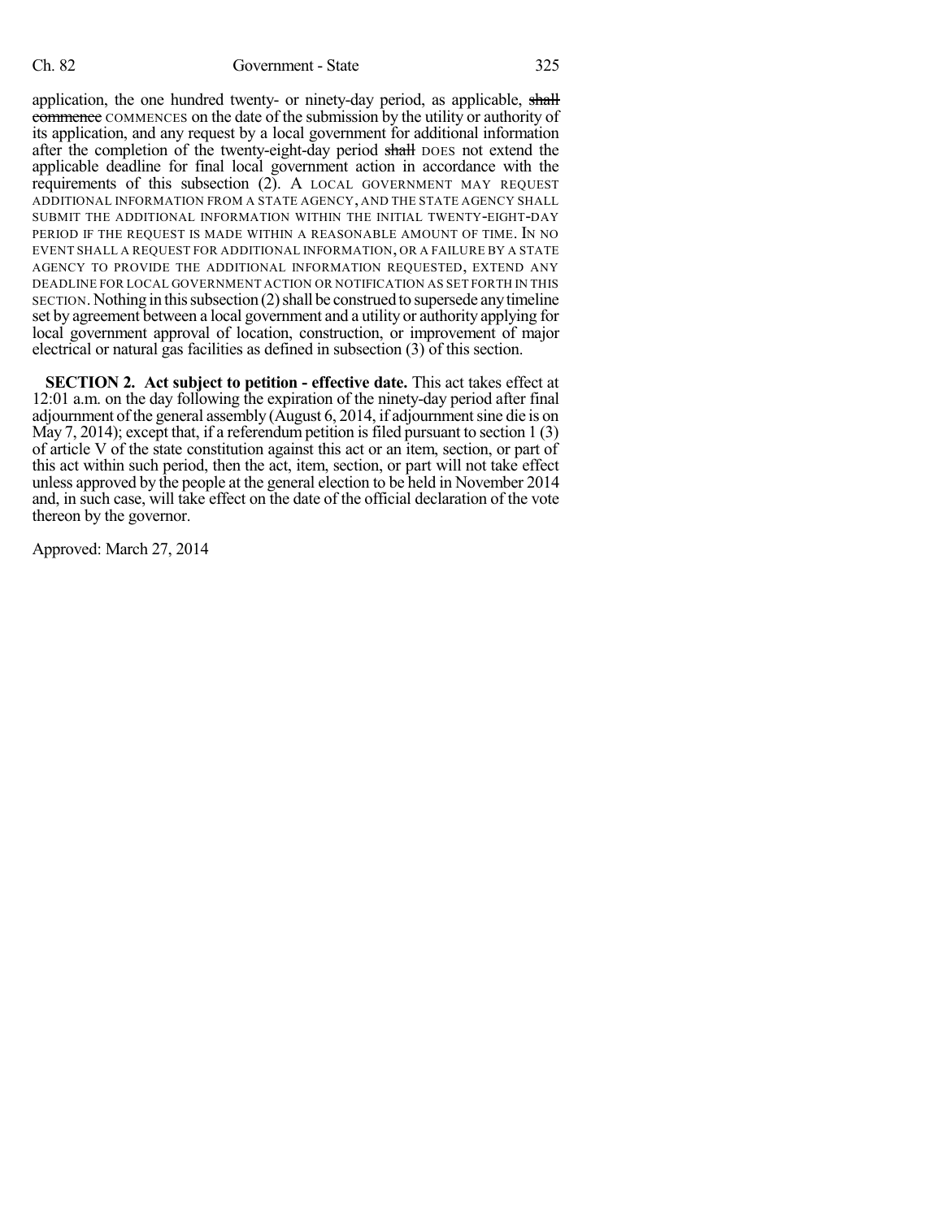application, the one hundred twenty- or ninety-day period, as applicable, ~~shall commence~~ COMMENCES on the date of the submission by the utility or authority of its application, and any request by a local government for additional information after the completion of the twenty-eight-day period ~~shall~~ DOES not extend the applicable deadline for final local government action in accordance with the requirements of this subsection (2). A LOCAL GOVERNMENT MAY REQUEST ADDITIONAL INFORMATION FROM A STATE AGENCY, AND THE STATE AGENCY SHALL SUBMIT THE ADDITIONAL INFORMATION WITHIN THE INITIAL TWENTY-EIGHT-DAY PERIOD IF THE REQUEST IS MADE WITHIN A REASONABLE AMOUNT OF TIME. IN NO EVENT SHALL A REQUEST FOR ADDITIONAL INFORMATION, OR A FAILURE BY A STATE AGENCY TO PROVIDE THE ADDITIONAL INFORMATION REQUESTED, EXTEND ANY DEADLINE FOR LOCAL GOVERNMENT ACTION OR NOTIFICATION AS SET FORTH IN THIS SECTION. Nothing in this subsection (2) shall be construed to supersede any timeline set by agreement between a local government and a utility or authority applying for local government approval of location, construction, or improvement of major electrical or natural gas facilities as defined in subsection (3) of this section.

**SECTION 2. Act subject to petition - effective date.** This act takes effect at 12:01 a.m. on the day following the expiration of the ninety-day period after final adjournment of the general assembly (August 6, 2014, if adjournment sine die is on May 7, 2014); except that, if a referendum petition is filed pursuant to section 1 (3) of article V of the state constitution against this act or an item, section, or part of this act within such period, then the act, item, section, or part will not take effect unless approved by the people at the general election to be held in November 2014 and, in such case, will take effect on the date of the official declaration of the vote thereon by the governor.

Approved: March 27, 2014